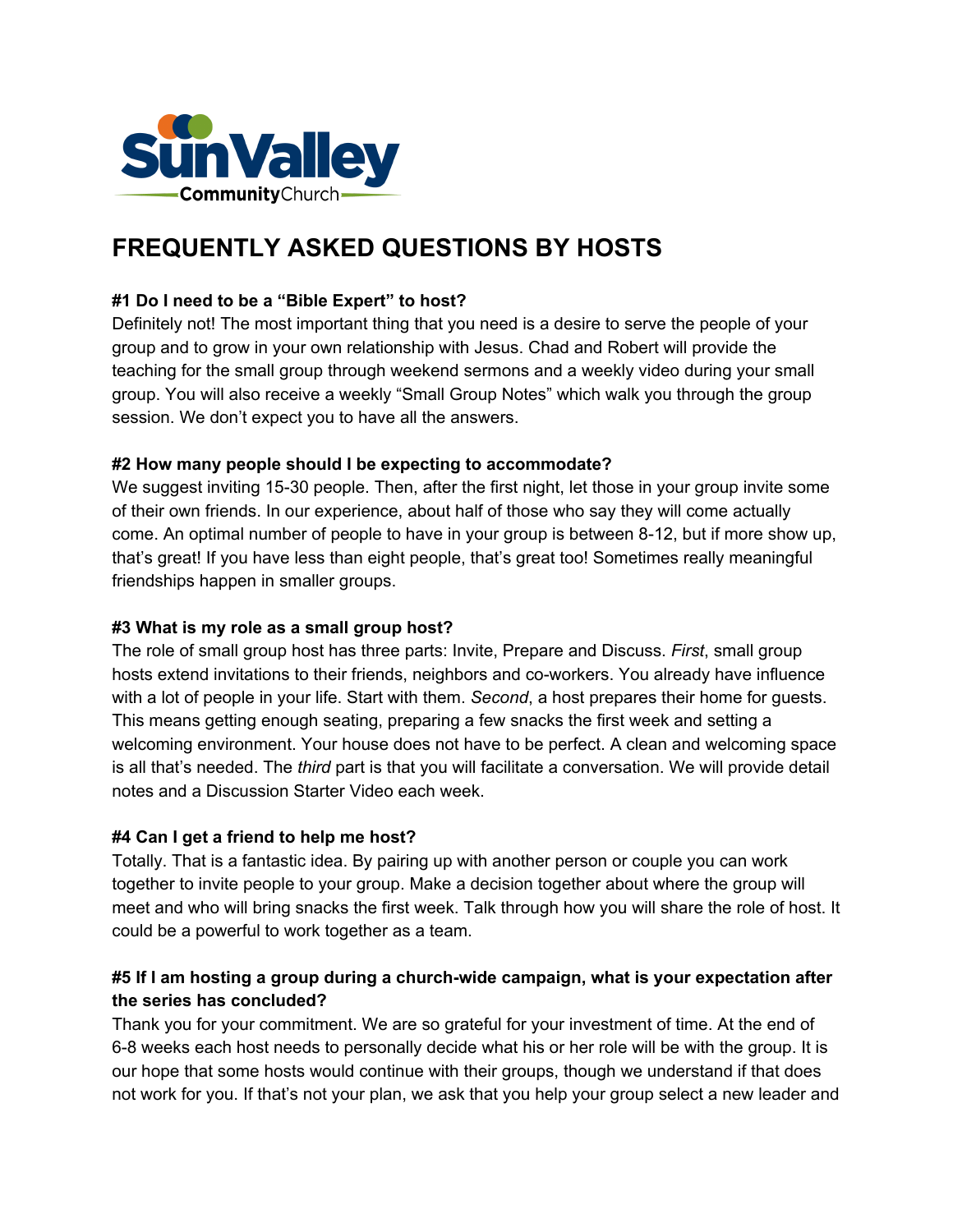Sun Valley Community Church

# FREQUENTLY ASKED QUESTIONS BY HOSTS

**#1 Do I need to be a "Bible Expert" to host?**

Definitely not! The most important thing that you need is a desire to serve the people of your group and to grow in your own relationship with Jesus. Chad and Robert will provide the teaching for the small group through weekend sermons and a weekly video during your small group. You will also receive a weekly "Small Group Notes" which walk you through the group session. We don't expect you to have all the answers.

**#2 How many people should I be expecting to accommodate?**

We suggest inviting 15-30 people. Then, after the first night, let those in your group invite some of their own friends. In our experience, about half of those who say they will come actually come. An optimal number of people to have in your group is between 8-12, but if more show up, that's great! If you have less than eight people, that's great too! Sometimes really meaningful friendships happen in smaller groups.

**#3 What is my role as a small group host?**

The role of small group host has three parts: Invite, Prepare and Discuss. *First*, small group hosts extend invitations to their friends, neighbors and co-workers. You already have influence with a lot of people in your life. Start with them. *Second*, a host prepares their home for guests. This means getting enough seating, preparing a few snacks the first week and setting a welcoming environment. Your house does not have to be perfect. A clean and welcoming space is all that's needed. The *third* part is that you will facilitate a conversation. We will provide detail notes and a Discussion Starter Video each week.

**#4 Can I get a friend to help me host?**

Totally. That is a fantastic idea. By pairing up with another person or couple you can work together to invite people to your group. Make a decision together about where the group will meet and who will bring snacks the first week. Talk through how you will share the role of host. It could be a powerful to work together as a team.

**#5 If I am hosting a group during a church-wide campaign, what is your expectation after the series has concluded?**

Thank you for your commitment. We are so grateful for your investment of time. At the end of 6-8 weeks each host needs to personally decide what his or her role will be with the group. It is our hope that some hosts would continue with their groups, though we understand if that does not work for you. If that's not your plan, we ask that you help your group select a new leader and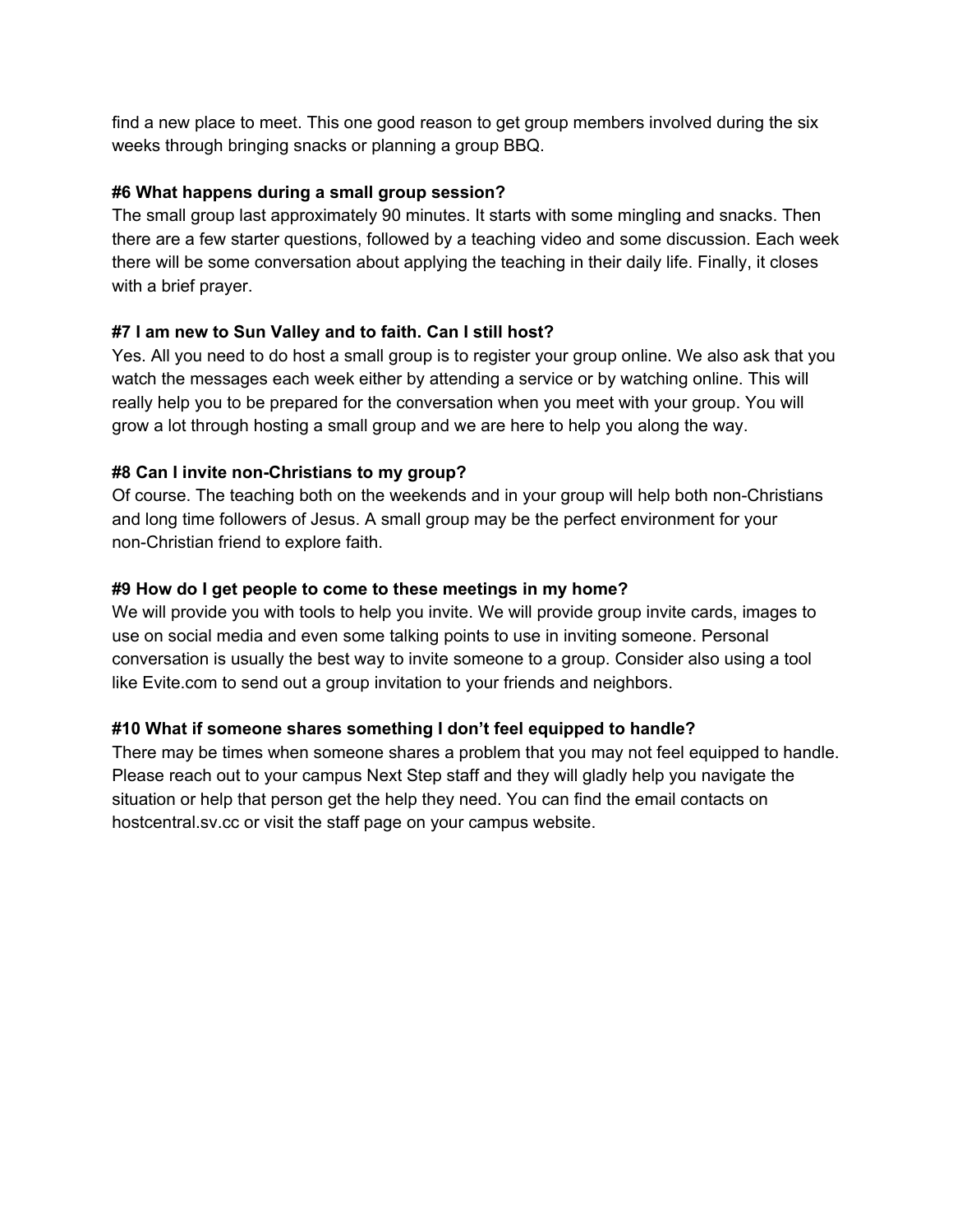find a new place to meet. This one good reason to get group members involved during the six weeks through bringing snacks or planning a group BBQ.

**#6 What happens during a small group session?**

The small group last approximately 90 minutes. It starts with some mingling and snacks. Then there are a few starter questions, followed by a teaching video and some discussion. Each week there will be some conversation about applying the teaching in their daily life. Finally, it closes with a brief prayer.

**#7 I am new to Sun Valley and to faith. Can I still host?**

Yes. All you need to do host a small group is to register your group online. We also ask that you watch the messages each week either by attending a service or by watching online. This will really help you to be prepared for the conversation when you meet with your group. You will grow a lot through hosting a small group and we are here to help you along the way.

**#8 Can I invite non-Christians to my group?**

Of course. The teaching both on the weekends and in your group will help both non-Christians and long time followers of Jesus. A small group may be the perfect environment for your non-Christian friend to explore faith.

**#9 How do I get people to come to these meetings in my home?**

We will provide you with tools to help you invite. We will provide group invite cards, images to use on social media and even some talking points to use in inviting someone. Personal conversation is usually the best way to invite someone to a group. Consider also using a tool like Evite.com to send out a group invitation to your friends and neighbors.

**#10 What if someone shares something I don't feel equipped to handle?**

There may be times when someone shares a problem that you may not feel equipped to handle. Please reach out to your campus Next Step staff and they will gladly help you navigate the situation or help that person get the help they need. You can find the email contacts on hostcentral.sv.cc or visit the staff page on your campus website.